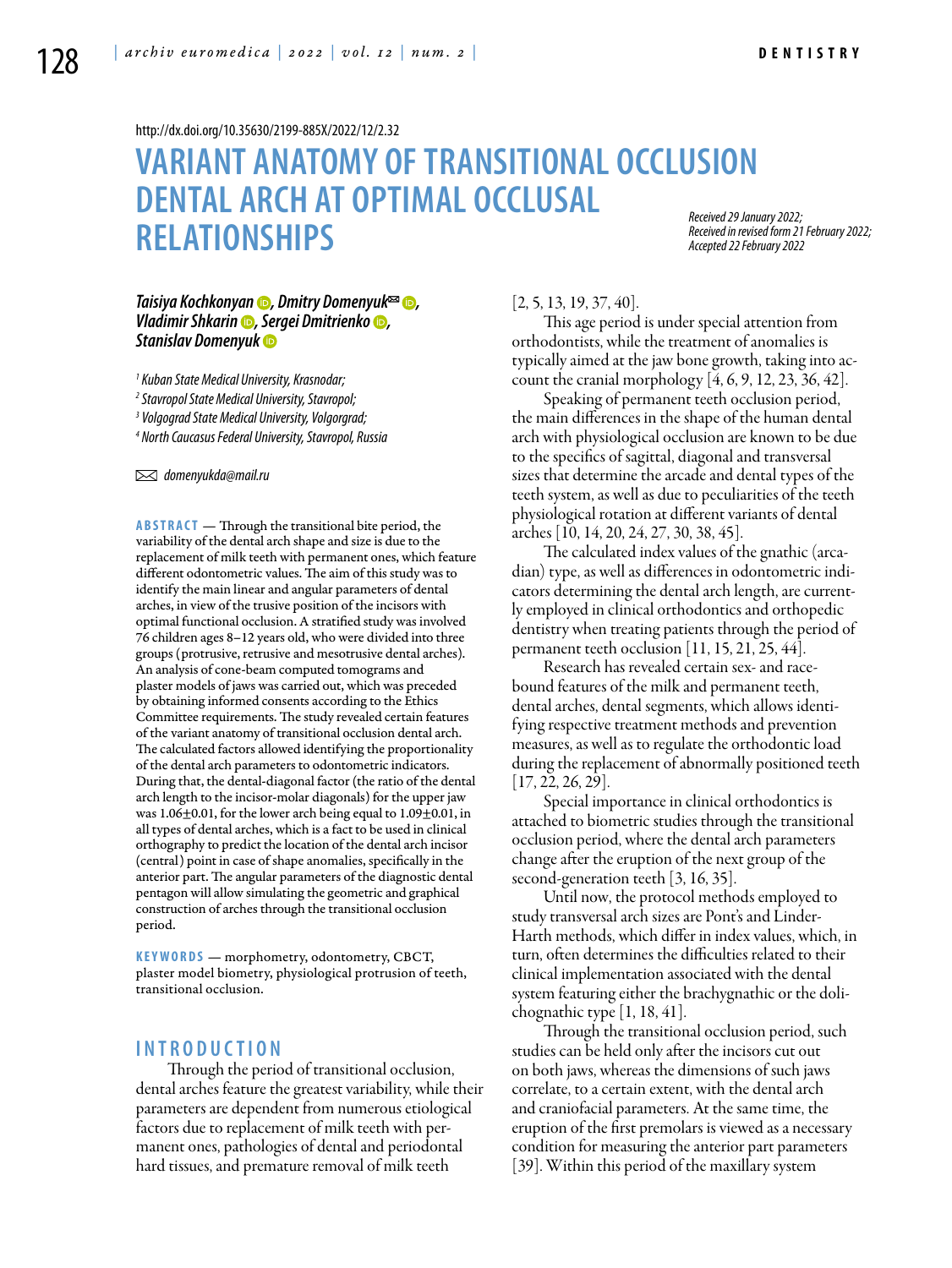http://dx.doi.org/10.35630/2199-885X/2022/12/2.32

# VARIANT ANATOMY OF TRANSITIONAL OCCLUSION DENTAL ARCH AT OPTIMAL OCCLUSAL RELATIONSHIPS

*Received 29 January 2022;*
*Received in revised form 21 February 2022;*
*Accepted 22 February 2022*

***Taisiya Kochkonyan, Dmitry Domenyuk✉, Vladimir Shkarin, Sergei Dmitrienko, Stanislav Domenyuk***

*[1] Kuban State Medical University, Krasnodar;*
*[2] Stavropol State Medical University, Stavropol;*
*[3] Volgograd State Medical University, Volgorgrad;*
*[4] North Caucasus Federal University, Stavropol, Russia*

✉ *domenyukda@mail.ru*

**ABSTRACT** — Through the transitional bite period, the variability of the dental arch shape and size is due to the replacement of milk teeth with permanent ones, which feature different odontometric values. The aim of this study was to identify the main linear and angular parameters of dental arches, in view of the trusive position of the incisors with optimal functional occlusion. A stratified study was involved 76 children ages 8–12 years old, who were divided into three groups (protrusive, retrusive and mesotrusive dental arches). An analysis of cone-beam computed tomograms and plaster models of jaws was carried out, which was preceded by obtaining informed consents according to the Ethics Committee requirements. The study revealed certain features of the variant anatomy of transitional occlusion dental arch. The calculated factors allowed identifying the proportionality of the dental arch parameters to odontometric indicators. During that, the dental-diagonal factor (the ratio of the dental arch length to the incisor-molar diagonals) for the upper jaw was 1.06±0.01, for the lower arch being equal to 1.09±0.01, in all types of dental arches, which is a fact to be used in clinical orthography to predict the location of the dental arch incisor (central) point in case of shape anomalies, specifically in the anterior part. The angular parameters of the diagnostic dental pentagon will allow simulating the geometric and graphical construction of arches through the transitional occlusion period.

**KEYWORDS** — morphometry, odontometry, CBCT, plaster model biometry, physiological protrusion of teeth, transitional occlusion.

## INTRODUCTION

Through the period of transitional occlusion, dental arches feature the greatest variability, while their parameters are dependent from numerous etiological factors due to replacement of milk teeth with permanent ones, pathologies of dental and periodontal hard tissues, and premature removal of milk teeth [2, 5, 13, 19, 37, 40].

This age period is under special attention from orthodontists, while the treatment of anomalies is typically aimed at the jaw bone growth, taking into account the cranial morphology [4, 6, 9, 12, 23, 36, 42].

Speaking of permanent teeth occlusion period, the main differences in the shape of the human dental arch with physiological occlusion are known to be due to the specifics of sagittal, diagonal and transversal sizes that determine the arcade and dental types of the teeth system, as well as due to peculiarities of the teeth physiological rotation at different variants of dental arches [10, 14, 20, 24, 27, 30, 38, 45].

The calculated index values of the gnathic (arcadian) type, as well as differences in odontometric indicators determining the dental arch length, are currently employed in clinical orthodontics and orthopedic dentistry when treating patients through the period of permanent teeth occlusion [11, 15, 21, 25, 44].

Research has revealed certain sex- and race-bound features of the milk and permanent teeth, dental arches, dental segments, which allows identifying respective treatment methods and prevention measures, as well as to regulate the orthodontic load during the replacement of abnormally positioned teeth [17, 22, 26, 29].

Special importance in clinical orthodontics is attached to biometric studies through the transitional occlusion period, where the dental arch parameters change after the eruption of the next group of the second-generation teeth [3, 16, 35].

Until now, the protocol methods employed to study transversal arch sizes are Pont's and Linder-Harth methods, which differ in index values, which, in turn, often determines the difficulties related to their clinical implementation associated with the dental system featuring either the brachygnathic or the dolichognathic type [1, 18, 41].

Through the transitional occlusion period, such studies can be held only after the incisors cut out on both jaws, whereas the dimensions of such jaws correlate, to a certain extent, with the dental arch and craniofacial parameters. At the same time, the eruption of the first premolars is viewed as a necessary condition for measuring the anterior part parameters [39]. Within this period of the maxillary system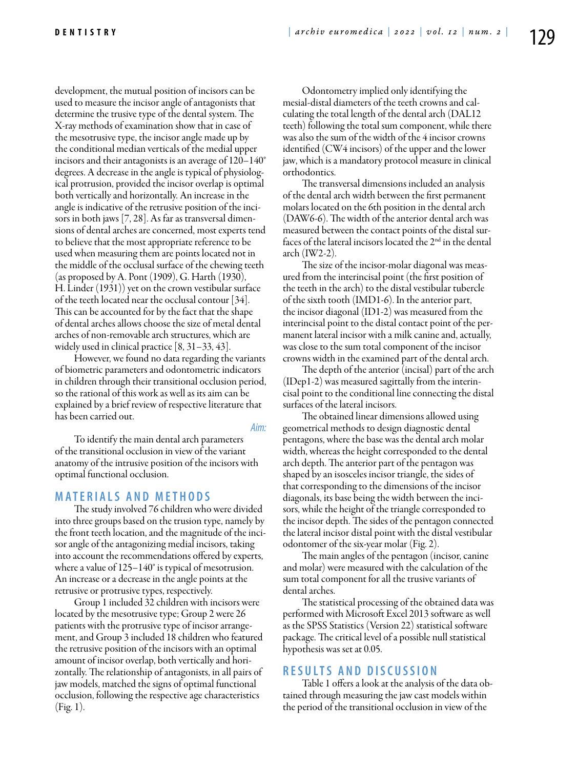development, the mutual position of incisors can be used to measure the incisor angle of antagonists that determine the trusive type of the dental system. The X-ray methods of examination show that in case of the mesotrusive type, the incisor angle made up by the conditional median verticals of the medial upper incisors and their antagonists is an average of 120–140° degrees. A decrease in the angle is typical of physiological protrusion, provided the incisor overlap is optimal both vertically and horizontally. An increase in the angle is indicative of the retrusive position of the incisors in both jaws [7, 28]. As far as transversal dimensions of dental arches are concerned, most experts tend to believe that the most appropriate reference to be used when measuring them are points located not in the middle of the occlusal surface of the chewing teeth (as proposed by A. Pont (1909), G. Harth (1930), H. Linder (1931)) yet on the crown vestibular surface of the teeth located near the occlusal contour [34]. This can be accounted for by the fact that the shape of dental arches allows choose the size of metal dental arches of non-removable arch structures, which are widely used in clinical practice [8, 31–33, 43].

However, we found no data regarding the variants of biometric parameters and odontometric indicators in children through their transitional occlusion period, so the rational of this work as well as its aim can be explained by a brief review of respective literature that has been carried out.

*Aim:*

To identify the main dental arch parameters of the transitional occlusion in view of the variant anatomy of the intrusive position of the incisors with optimal functional occlusion.

## MATERIALS AND METHODS

The study involved 76 children who were divided into three groups based on the trusion type, namely by the front teeth location, and the magnitude of the incisor angle of the antagonizing medial incisors, taking into account the recommendations offered by experts, where a value of 125–140° is typical of mesotrusion. An increase or a decrease in the angle points at the retrusive or protrusive types, respectively.

Group 1 included 32 children with incisors were located by the mesotrusive type; Group 2 were 26 patients with the protrusive type of incisor arrangement, and Group 3 included 18 children who featured the retrusive position of the incisors with an optimal amount of incisor overlap, both vertically and horizontally. The relationship of antagonists, in all pairs of jaw models, matched the signs of optimal functional occlusion, following the respective age characteristics (Fig. 1).

Odontometry implied only identifying the mesial-distal diameters of the teeth crowns and calculating the total length of the dental arch (DAL12 teeth) following the total sum component, while there was also the sum of the width of the 4 incisor crowns identified (CW4 incisors) of the upper and the lower jaw, which is a mandatory protocol measure in clinical orthodontics.

The transversal dimensions included an analysis of the dental arch width between the first permanent molars located on the 6th position in the dental arch (DAW6-6). The width of the anterior dental arch was measured between the contact points of the distal surfaces of the lateral incisors located the 2nd in the dental arch (IW2-2).

The size of the incisor-molar diagonal was measured from the interincisal point (the first position of the teeth in the arch) to the distal vestibular tubercle of the sixth tooth (IMD1-6). In the anterior part, the incisor diagonal (ID1-2) was measured from the interincisal point to the distal contact point of the permanent lateral incisor with a milk canine and, actually, was close to the sum total component of the incisor crowns width in the examined part of the dental arch.

The depth of the anterior (incisal) part of the arch (IDep1-2) was measured sagittally from the interincisal point to the conditional line connecting the distal surfaces of the lateral incisors.

The obtained linear dimensions allowed using geometrical methods to design diagnostic dental pentagons, where the base was the dental arch molar width, whereas the height corresponded to the dental arch depth. The anterior part of the pentagon was shaped by an isosceles incisor triangle, the sides of that corresponding to the dimensions of the incisor diagonals, its base being the width between the incisors, while the height of the triangle corresponded to the incisor depth. The sides of the pentagon connected the lateral incisor distal point with the distal vestibular odontomer of the six-year molar (Fig. 2).

The main angles of the pentagon (incisor, canine and molar) were measured with the calculation of the sum total component for all the trusive variants of dental arches.

The statistical processing of the obtained data was performed with Microsoft Excel 2013 software as well as the SPSS Statistics (Version 22) statistical software package. The critical level of a possible null statistical hypothesis was set at 0.05.

## RESULTS AND DISCUSSION

Table 1 offers a look at the analysis of the data obtained through measuring the jaw cast models within the period of the transitional occlusion in view of the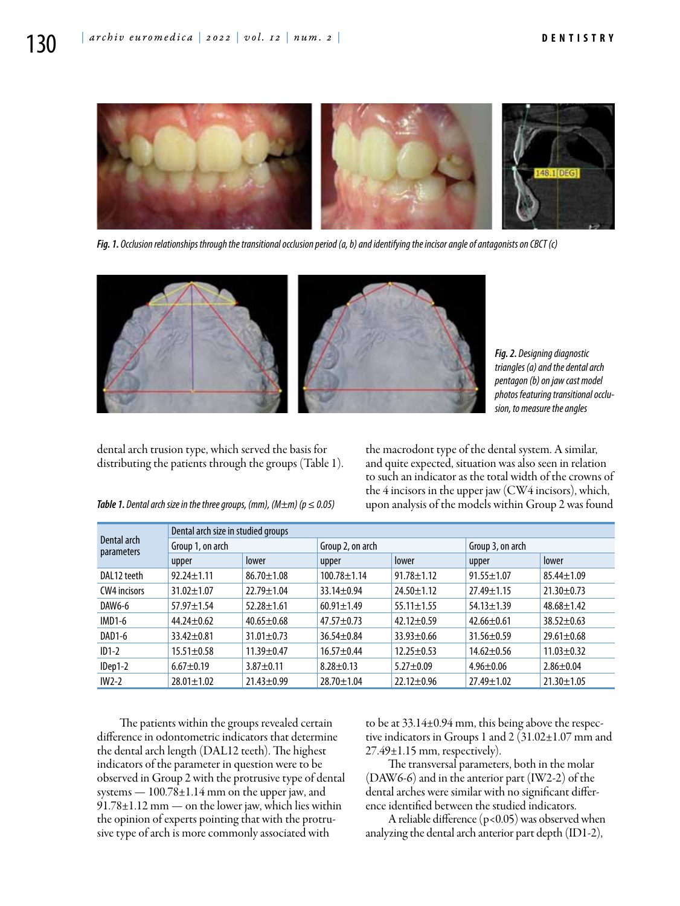*Fig. 1. Occlusion relationships through the transitional occlusion period (a, b) and identifying the incisor angle of antagonists on CBCT (c)*

*Fig. 2. Designing diagnostic triangles (a) and the dental arch pentagon (b) on jaw cast model photos featuring transitional occlusion, to measure the angles*

dental arch trusion type, which served the basis for distributing the patients through the groups (Table 1).

*Table 1. Dental arch size in the three groups, (mm), (M±m) ($p \leq 0.05$)*

| Dental arch parameters | Dental arch size in studied groups | | | | | |
|---|---|---|---|---|---|---|
| | Group 1, on arch | | Group 2, on arch | | Group 3, on arch | |
| | upper | lower | upper | lower | upper | lower |
| DAL12 teeth | 92.24±1.11 | 86.70±1.08 | 100.78±1.14 | 91.78±1.12 | 91.55±1.07 | 85.44±1.09 |
| CW4 incisors | 31.02±1.07 | 22.79±1.04 | 33.14±0.94 | 24.50±1.12 | 27.49±1.15 | 21.30±0.73 |
| DAW6-6 | 57.97±1.54 | 52.28±1.61 | 60.91±1.49 | 55.11±1.55 | 54.13±1.39 | 48.68±1.42 |
| IMD1-6 | 44.24±0.62 | 40.65±0.68 | 47.57±0.73 | 42.12±0.59 | 42.66±0.61 | 38.52±0.63 |
| DAD1-6 | 33.42±0.81 | 31.01±0.73 | 36.54±0.84 | 33.93±0.66 | 31.56±0.59 | 29.61±0.68 |
| ID1-2 | 15.51±0.58 | 11.39±0.47 | 16.57±0.44 | 12.25±0.53 | 14.62±0.56 | 11.03±0.32 |
| IDep1-2 | 6.67±0.19 | 3.87±0.11 | 8.28±0.13 | 5.27±0.09 | 4.96±0.06 | 2.86±0.04 |
| IW2-2 | 28.01±1.02 | 21.43±0.99 | 28.70±1.04 | 22.12±0.96 | 27.49±1.02 | 21.30±1.05 |

The patients within the groups revealed certain difference in odontometric indicators that determine the dental arch length (DAL12 teeth). The highest indicators of the parameter in question were to be observed in Group 2 with the protrusive type of dental systems — 100.78±1.14 mm on the upper jaw, and 91.78±1.12 mm — on the lower jaw, which lies within the opinion of experts pointing that with the protrusive type of arch is more commonly associated with the macrodont type of the dental system. A similar, and quite expected, situation was also seen in relation to such an indicator as the total width of the crowns of the 4 incisors in the upper jaw (CW4 incisors), which, upon analysis of the models within Group 2 was found to be at 33.14±0.94 mm, this being above the respective indicators in Groups 1 and 2 (31.02±1.07 mm and 27.49±1.15 mm, respectively).

The transversal parameters, both in the molar (DAW6-6) and in the anterior part (IW2-2) of the dental arches were similar with no significant difference identified between the studied indicators.

A reliable difference ($p<0.05$) was observed when analyzing the dental arch anterior part depth (ID1-2),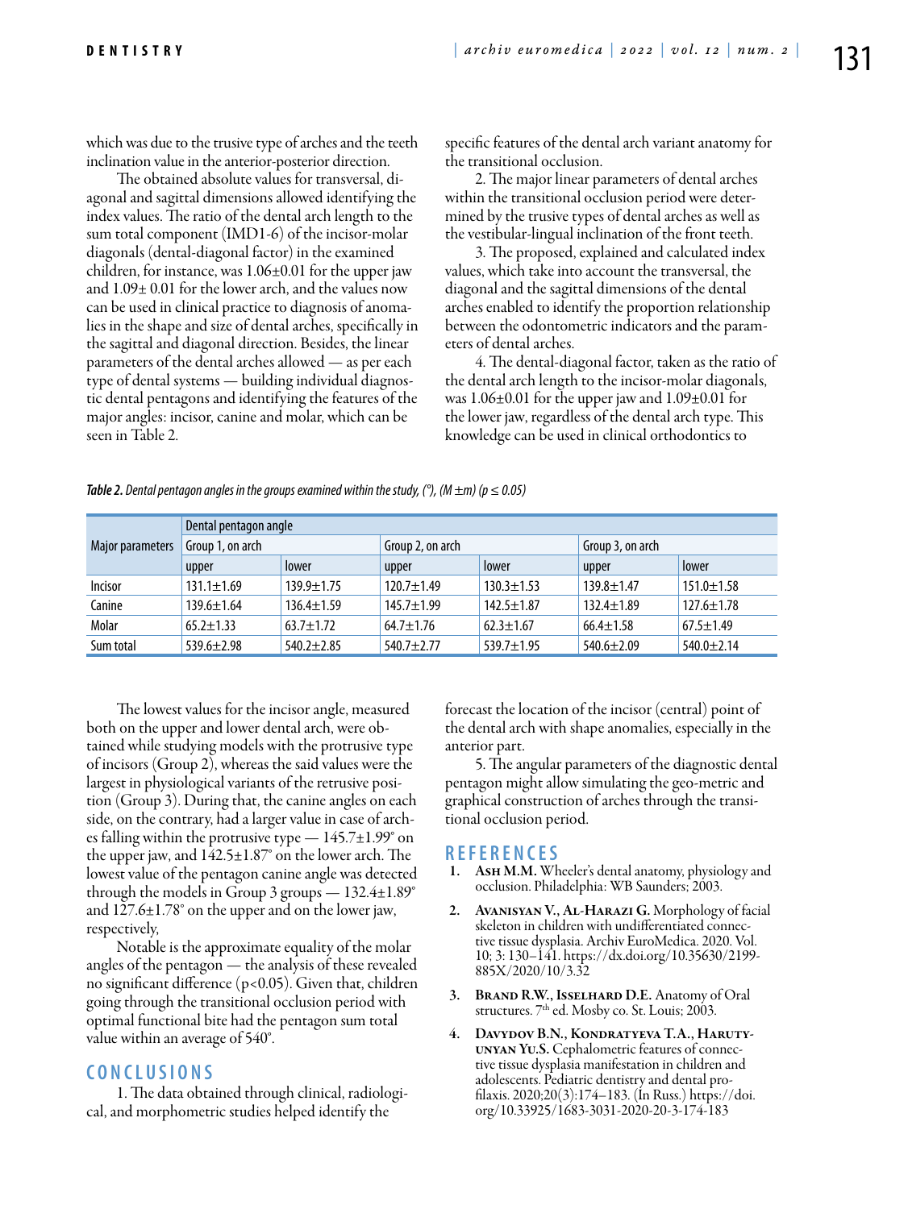which was due to the trusive type of arches and the teeth inclination value in the anterior-posterior direction.

The obtained absolute values for transversal, diagonal and sagittal dimensions allowed identifying the index values. The ratio of the dental arch length to the sum total component (IMD1-6) of the incisor-molar diagonals (dental-diagonal factor) in the examined children, for instance, was 1.06±0.01 for the upper jaw and 1.09± 0.01 for the lower arch, and the values now can be used in clinical practice to diagnosis of anomalies in the shape and size of dental arches, specifically in the sagittal and diagonal direction. Besides, the linear parameters of the dental arches allowed — as per each type of dental systems — building individual diagnostic dental pentagons and identifying the features of the major angles: incisor, canine and molar, which can be seen in Table 2.

***Table 2.*** *Dental pentagon angles in the groups examined within the study, (°), (M ±m) ($p \le 0.05$)*

| Major parameters | Dental pentagon angle | | | | | |
|---|---|---|---|---|---|---|
| | Group 1, on arch | | Group 2, on arch | | Group 3, on arch | |
| | upper | lower | upper | lower | upper | lower |
| Incisor | 131.1±1.69 | 139.9±1.75 | 120.7±1.49 | 130.3±1.53 | 139.8±1.47 | 151.0±1.58 |
| Canine | 139.6±1.64 | 136.4±1.59 | 145.7±1.99 | 142.5±1.87 | 132.4±1.89 | 127.6±1.78 |
| Molar | 65.2±1.33 | 63.7±1.72 | 64.7±1.76 | 62.3±1.67 | 66.4±1.58 | 67.5±1.49 |
| Sum total | 539.6±2.98 | 540.2±2.85 | 540.7±2.77 | 539.7±1.95 | 540.6±2.09 | 540.0±2.14 |

The lowest values for the incisor angle, measured both on the upper and lower dental arch, were obtained while studying models with the protrusive type of incisors (Group 2), whereas the said values were the largest in physiological variants of the retrusive position (Group 3). During that, the canine angles on each side, on the contrary, had a larger value in case of arches falling within the protrusive type — 145.7±1.99° on the upper jaw, and 142.5±1.87° on the lower arch. The lowest value of the pentagon canine angle was detected through the models in Group 3 groups — 132.4±1.89° and 127.6±1.78° on the upper and on the lower jaw, respectively,

Notable is the approximate equality of the molar angles of the pentagon — the analysis of these revealed no significant difference ($p<0.05$). Given that, children going through the transitional occlusion period with optimal functional bite had the pentagon sum total value within an average of 540°.

## CONCLUSIONS

1. The data obtained through clinical, radiological, and morphometric studies helped identify the specific features of the dental arch variant anatomy for the transitional occlusion.

2. The major linear parameters of dental arches within the transitional occlusion period were determined by the trusive types of dental arches as well as the vestibular-lingual inclination of the front teeth.

3. The proposed, explained and calculated index values, which take into account the transversal, the diagonal and the sagittal dimensions of the dental arches enabled to identify the proportion relationship between the odontometric indicators and the parameters of dental arches.

4. The dental-diagonal factor, taken as the ratio of the dental arch length to the incisor-molar diagonals, was 1.06±0.01 for the upper jaw and 1.09±0.01 for the lower jaw, regardless of the dental arch type. This knowledge can be used in clinical orthodontics to forecast the location of the incisor (central) point of the dental arch with shape anomalies, especially in the anterior part.

5. The angular parameters of the diagnostic dental pentagon might allow simulating the geo-metric and graphical construction of arches through the transitional occlusion period.

## REFERENCES

1. **Ash M.M.** Wheeler's dental anatomy, physiology and occlusion. Philadelphia: WB Saunders; 2003.
2. **Avanisyan V., Al-Harazi G.** Morphology of facial skeleton in children with undifferentiated connective tissue dysplasia. Archiv EuroMedica. 2020. Vol. 10; 3: 130–141. https://dx.doi.org/10.35630/2199-885X/2020/10/3.32
3. **Brand R.W., Isselhard D.E.** Anatomy of Oral structures. 7th ed. Mosby co. St. Louis; 2003.
4. **Davydov B.N., Kondratyeva T.A., Harutyunyan Yu.S.** Cephalometric features of connective tissue dysplasia manifestation in children and adolescents. Pediatric dentistry and dental profilaxis. 2020;20(3):174–183. (In Russ.) https://doi.org/10.33925/1683-3031-2020-20-3-174-183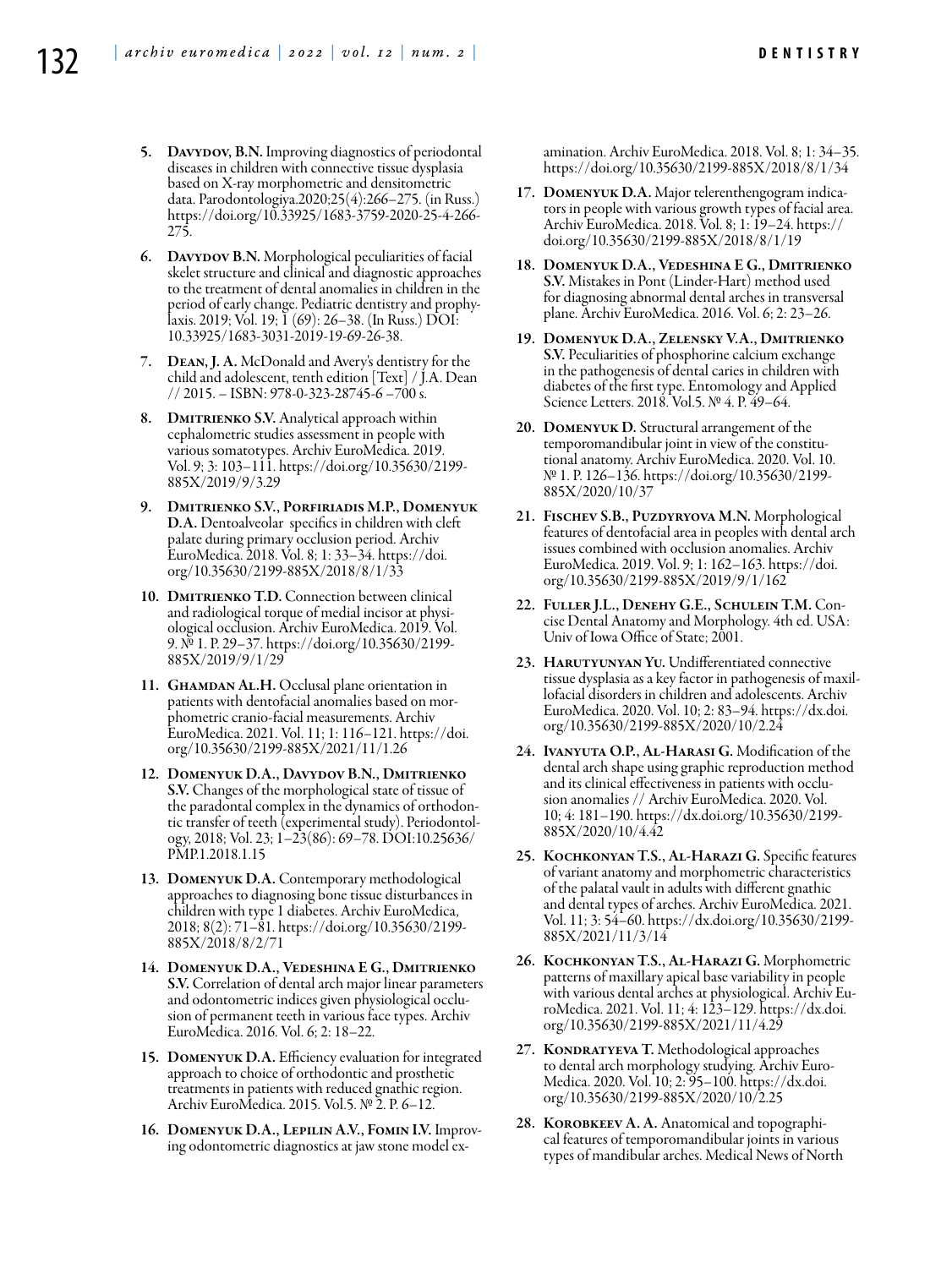5. **Davydov, B.N.** Improving diagnostics of periodontal diseases in children with connective tissue dysplasia based on X-ray morphometric and densitometric data. Parodontologiya.2020;25(4):266–275. (in Russ.) https://doi.org/10.33925/1683-3759-2020-25-4-266-275.

6. **Davydov B.N.** Morphological peculiarities of facial skelet structure and clinical and diagnostic approaches to the treatment of dental anomalies in children in the period of early change. Pediatric dentistry and prophylaxis. 2019; Vol. 19; 1 (69): 26–38. (In Russ.) DOI: 10.33925/1683-3031-2019-19-69-26-38.

7. **Dean, J. A.** McDonald and Avery's dentistry for the child and adolescent, tenth edition [Text] / J.A. Dean // 2015. – ISBN: 978-0-323-28745-6 –700 s.

8. **Dmitrienko S.V.** Analytical approach within cephalometric studies assessment in people with various somatotypes. Archiv EuroMedica. 2019. Vol. 9; 3: 103–111. https://doi.org/10.35630/2199-885X/2019/9/3.29

9. **Dmitrienko S.V., Porfiriadis M.P., Domenyuk D.A.** Dentoalveolar specifics in children with cleft palate during primary occlusion period. Archiv EuroMedica. 2018. Vol. 8; 1: 33–34. https://doi.org/10.35630/2199-885X/2018/8/1/33

10. **Dmitrienko T.D.** Connection between clinical and radiological torque of medial incisor at physiological occlusion. Archiv EuroMedica. 2019. Vol. 9. № 1. P. 29–37. https://doi.org/10.35630/2199-885X/2019/9/1/29

11. **Ghamdan Al.H.** Occlusal plane orientation in patients with dentofacial anomalies based on morphometric cranio-facial measurements. Archiv EuroMedica. 2021. Vol. 11; 1: 116–121. https://doi.org/10.35630/2199-885X/2021/11/1.26

12. **Domenyuk D.A., Davydov B.N., Dmitrienko S.V.** Changes of the morphological state of tissue of the paradontal complex in the dynamics of orthodontic transfer of teeth (experimental study). Periodontology, 2018; Vol. 23; 1–23(86): 69–78. DOI:10.25636/PMP.1.2018.1.15

13. **Domenyuk D.A.** Contemporary methodological approaches to diagnosing bone tissue disturbances in children with type 1 diabetes. Archiv EuroMedica, 2018; 8(2): 71–81. https://doi.org/10.35630/2199-885X/2018/8/2/71

14. **Domenyuk D.A., Vedeshina E G., Dmitrienko S.V.** Correlation of dental arch major linear parameters and odontometric indices given physiological occlusion of permanent teeth in various face types. Archiv EuroMedica. 2016. Vol. 6; 2: 18–22.

15. **Domenyuk D.A.** Efficiency evaluation for integrated approach to choice of orthodontic and prosthetic treatments in patients with reduced gnathic region. Archiv EuroMedica. 2015. Vol.5. № 2. P. 6–12.

16. **Domenyuk D.A., Lepilin A.V., Fomin I.V.** Improving odontometric diagnostics at jaw stone model examination. Archiv EuroMedica. 2018. Vol. 8; 1: 34–35. https://doi.org/10.35630/2199-885X/2018/8/1/34

17. **Domenyuk D.A.** Major telerenthengogram indicators in people with various growth types of facial area. Archiv EuroMedica. 2018. Vol. 8; 1: 19–24. https://doi.org/10.35630/2199-885X/2018/8/1/19

18. **Domenyuk D.A., Vedeshina E G., Dmitrienko S.V.** Mistakes in Pont (Linder-Hart) method used for diagnosing abnormal dental arches in transversal plane. Archiv EuroMedica. 2016. Vol. 6; 2: 23–26.

19. **Domenyuk D.A., Zelensky V.A., Dmitrienko S.V.** Peculiarities of phosphorine calcium exchange in the pathogenesis of dental caries in children with diabetes of the first type. Entomology and Applied Science Letters. 2018. Vol.5. № 4. P. 49–64.

20. **Domenyuk D.** Structural arrangement of the temporomandibular joint in view of the constitutional anatomy. Archiv EuroMedica. 2020. Vol. 10. № 1. P. 126–136. https://doi.org/10.35630/2199-885X/2020/10/37

21. **Fischev S.B., Puzdyryova M.N.** Morphological features of dentofacial area in peoples with dental arch issues combined with occlusion anomalies. Archiv EuroMedica. 2019. Vol. 9; 1: 162–163. https://doi.org/10.35630/2199-885X/2019/9/1/162

22. **Fuller J.L., Denehy G.E., Schulein T.M.** Concise Dental Anatomy and Morphology. 4th ed. USA: Univ of Iowa Office of State; 2001.

23. **Harutyunyan Yu.** Undifferentiated connective tissue dysplasia as a key factor in pathogenesis of maxillofacial disorders in children and adolescents. Archiv EuroMedica. 2020. Vol. 10; 2: 83–94. https://dx.doi.org/10.35630/2199-885X/2020/10/2.24

24. **Ivanyuta O.P., Al-Harasi G.** Modification of the dental arch shape using graphic reproduction method and its clinical effectiveness in patients with occlusion anomalies // Archiv EuroMedica. 2020. Vol. 10; 4: 181–190. https://dx.doi.org/10.35630/2199-885X/2020/10/4.42

25. **Kochkonyan T.S., Al-Harazi G.** Specific features of variant anatomy and morphometric characteristics of the palatal vault in adults with different gnathic and dental types of arches. Archiv EuroMedica. 2021. Vol. 11; 3: 54–60. https://dx.doi.org/10.35630/2199-885X/2021/11/3/14

26. **Kochkonyan T.S., Al-Harazi G.** Morphometric patterns of maxillary apical base variability in people with various dental arches at physiological. Archiv EuroMedica. 2021. Vol. 11; 4: 123–129. https://dx.doi.org/10.35630/2199-885X/2021/11/4.29

27. **Kondratyeva T.** Methodological approaches to dental arch morphology studying. Archiv EuroMedica. 2020. Vol. 10; 2: 95–100. https://dx.doi.org/10.35630/2199-885X/2020/10/2.25

28. **Korobkeev A. A.** Anatomical and topographical features of temporomandibular joints in various types of mandibular arches. Medical News of North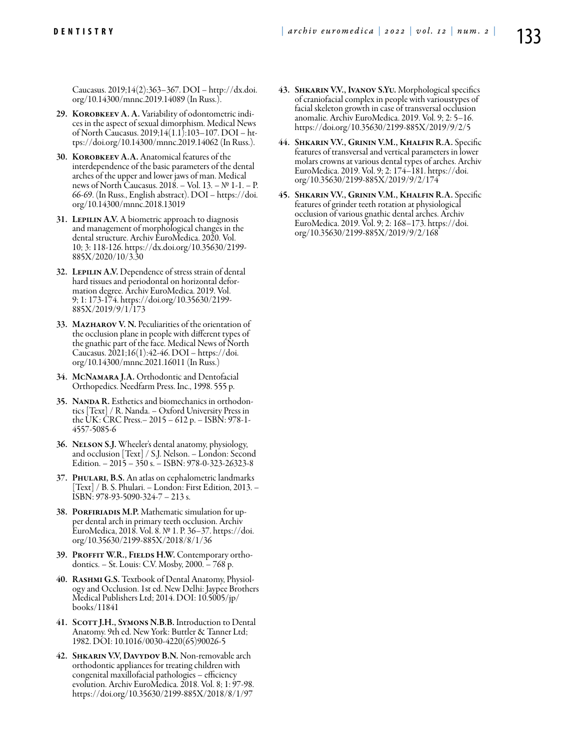Caucasus. 2019;14(2):363–367. DOI – http://dx.doi.org/10.14300/mnnc.2019.14089 (In Russ.).

29. **Korobkeev A. A.** Variability of odontometric indices in the aspect of sexual dimorphism. Medical News of North Caucasus. 2019;14(1.1):103–107. DOI – https://doi.org/10.14300/mnnc.2019.14062 (In Russ.).

30. **Korobkeev A.A.** Anatomical features of the interdependence of the basic parameters of the dental arches of the upper and lower jaws of man. Medical news of North Caucasus. 2018. – Vol. 13. – № 1-1. – P. 66-69. (In Russ., English abstract). DOI – https://doi.org/10.14300/mnnc.2018.13019

31. **Lepilin A.V.** A biometric approach to diagnosis and management of morphological changes in the dental structure. Archiv EuroMedica. 2020. Vol. 10; 3: 118-126. https://dx.doi.org/10.35630/2199-885X/2020/10/3.30

32. **Lepilin A.V.** Dependence of stress strain of dental hard tissues and periodontal on horizontal deformation degree. Archiv EuroMedica. 2019. Vol. 9; 1: 173-174. https://doi.org/10.35630/2199-885X/2019/9/1/173

33. **Mazharov V. N.** Peculiarities of the orientation of the occlusion plane in people with different types of the gnathic part of the face. Medical News of North Caucasus. 2021;16(1):42-46. DOI – https://doi.org/10.14300/mnnc.2021.16011 (In Russ.)

34. **McNamara J.A.** Orthodontic and Dentofacial Orthopedics. Needfarm Press. Inc., 1998. 555 p.

35. **Nanda R.** Esthetics and biomechanics in orthodontics [Text] / R. Nanda. – Oxford University Press in the UK: CRC Press.– 2015 – 612 p. – ISBN: 978-1-4557-5085-6

36. **Nelson S.J.** Wheeler's dental anatomy, physiology, and occlusion [Text] / S.J. Nelson. – London: Second Edition. – 2015 – 350 s. – ISBN: 978-0-323-26323-8

37. **Phulari, B.S.** An atlas on cephalometric landmarks [Text] / B. S. Phulari. – London: First Edition, 2013. – ISBN: 978-93-5090-324-7 – 213 s.

38. **Porfiriadis M.P.** Mathematic simulation for upper dental arch in primary teeth occlusion. Archiv EuroMedica, 2018. Vol. 8. № 1. P. 36–37. https://doi.org/10.35630/2199-885X/2018/8/1/36

39. **Proffit W.R., Fields H.W.** Contemporary orthodontics. – St. Louis: C.V. Mosby, 2000. – 768 p.

40. **Rashmi G.S.** Textbook of Dental Anatomy, Physiology and Occlusion. 1st ed. New Delhi: Jaypee Brothers Medical Publishers Ltd; 2014. DOI: 10.5005/jp/books/11841

41. **Scott J.H., Symons N.B.B.** Introduction to Dental Anatomy. 9th ed. New York: Buttler & Tanner Ltd; 1982. DOI: 10.1016/0030-4220(65)90026-5

42. **Shkarin V.V, Davydov B.N.** Non-removable arch orthodontic appliances for treating children with congenital maxillofacial pathologies – efficiency evolution. Archiv EuroMedica. 2018. Vol. 8; 1: 97-98. https://doi.org/10.35630/2199-885X/2018/8/1/97

43. **Shkarin V.V., Ivanov S.Yu.** Morphological specifics of craniofacial complex in people with varioustypes of facial skeleton growth in case of transversal occlusion anomalie. Archiv EuroMedica. 2019. Vol. 9; 2: 5–16. https://doi.org/10.35630/2199-885X/2019/9/2/5

44. **Shkarin V.V., Grinin V.M., Khalfin R.A.** Specific features of transversal and vertical parameters in lower molars crowns at various dental types of arches. Archiv EuroMedica. 2019. Vol. 9; 2: 174–181. https://doi.org/10.35630/2199-885X/2019/9/2/174

45. **Shkarin V.V., Grinin V.M., Khalfin R.A.** Specific features of grinder teeth rotation at physiological occlusion of various gnathic dental arches. Archiv EuroMedica. 2019. Vol. 9; 2: 168–173. https://doi.org/10.35630/2199-885X/2019/9/2/168